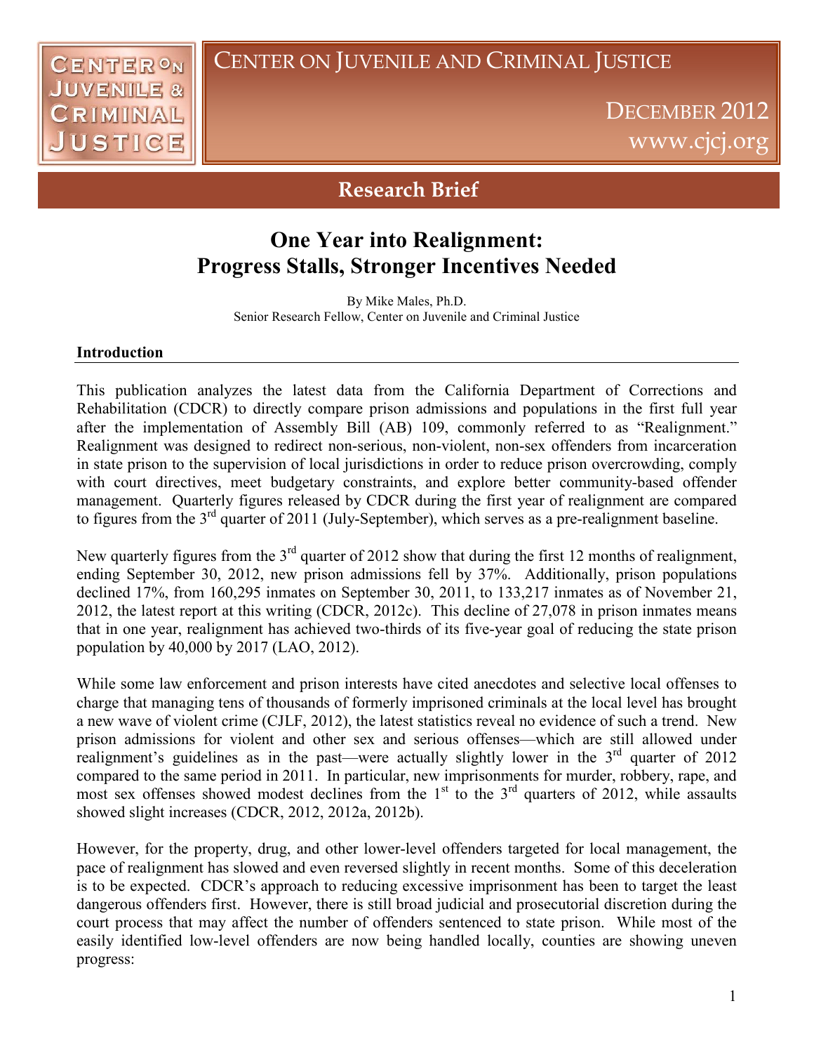# Center on Juvenile and Criminal Justice

December 2012
www.cjcj.org

## Research Brief

# One Year into Realignment: Progress Stalls, Stronger Incentives Needed

By Mike Males, Ph.D.
Senior Research Fellow, Center on Juvenile and Criminal Justice

### Introduction

This publication analyzes the latest data from the California Department of Corrections and Rehabilitation (CDCR) to directly compare prison admissions and populations in the first full year after the implementation of Assembly Bill (AB) 109, commonly referred to as "Realignment." Realignment was designed to redirect non-serious, non-violent, non-sex offenders from incarceration in state prison to the supervision of local jurisdictions in order to reduce prison overcrowding, comply with court directives, meet budgetary constraints, and explore better community-based offender management. Quarterly figures released by CDCR during the first year of realignment are compared to figures from the 3rd quarter of 2011 (July-September), which serves as a pre-realignment baseline.

New quarterly figures from the 3rd quarter of 2012 show that during the first 12 months of realignment, ending September 30, 2012, new prison admissions fell by 37%. Additionally, prison populations declined 17%, from 160,295 inmates on September 30, 2011, to 133,217 inmates as of November 21, 2012, the latest report at this writing (CDCR, 2012c). This decline of 27,078 in prison inmates means that in one year, realignment has achieved two-thirds of its five-year goal of reducing the state prison population by 40,000 by 2017 (LAO, 2012).

While some law enforcement and prison interests have cited anecdotes and selective local offenses to charge that managing tens of thousands of formerly imprisoned criminals at the local level has brought a new wave of violent crime (CJLF, 2012), the latest statistics reveal no evidence of such a trend. New prison admissions for violent and other sex and serious offenses—which are still allowed under realignment's guidelines as in the past—were actually slightly lower in the 3rd quarter of 2012 compared to the same period in 2011. In particular, new imprisonments for murder, robbery, rape, and most sex offenses showed modest declines from the 1st to the 3rd quarters of 2012, while assaults showed slight increases (CDCR, 2012, 2012a, 2012b).

However, for the property, drug, and other lower-level offenders targeted for local management, the pace of realignment has slowed and even reversed slightly in recent months. Some of this deceleration is to be expected. CDCR's approach to reducing excessive imprisonment has been to target the least dangerous offenders first. However, there is still broad judicial and prosecutorial discretion during the court process that may affect the number of offenders sentenced to state prison. While most of the easily identified low-level offenders are now being handled locally, counties are showing uneven progress: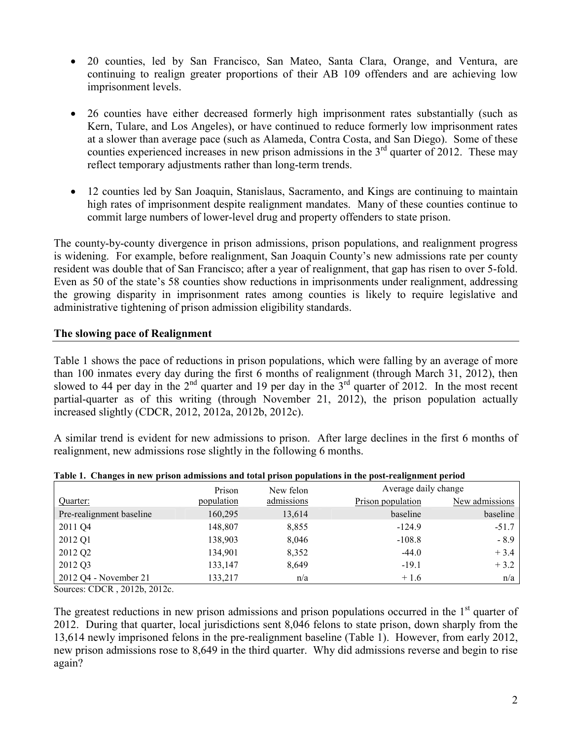- 20 counties, led by San Francisco, San Mateo, Santa Clara, Orange, and Ventura, are continuing to realign greater proportions of their AB 109 offenders and are achieving low imprisonment levels.

- 26 counties have either decreased formerly high imprisonment rates substantially (such as Kern, Tulare, and Los Angeles), or have continued to reduce formerly low imprisonment rates at a slower than average pace (such as Alameda, Contra Costa, and San Diego). Some of these counties experienced increases in new prison admissions in the 3rd quarter of 2012. These may reflect temporary adjustments rather than long-term trends.

- 12 counties led by San Joaquin, Stanislaus, Sacramento, and Kings are continuing to maintain high rates of imprisonment despite realignment mandates. Many of these counties continue to commit large numbers of lower-level drug and property offenders to state prison.

The county-by-county divergence in prison admissions, prison populations, and realignment progress is widening. For example, before realignment, San Joaquin County's new admissions rate per county resident was double that of San Francisco; after a year of realignment, that gap has risen to over 5-fold. Even as 50 of the state's 58 counties show reductions in imprisonments under realignment, addressing the growing disparity in imprisonment rates among counties is likely to require legislative and administrative tightening of prison admission eligibility standards.

## The slowing pace of Realignment

Table 1 shows the pace of reductions in prison populations, which were falling by an average of more than 100 inmates every day during the first 6 months of realignment (through March 31, 2012), then slowed to 44 per day in the 2nd quarter and 19 per day in the 3rd quarter of 2012. In the most recent partial-quarter as of this writing (through November 21, 2012), the prison population actually increased slightly (CDCR, 2012, 2012a, 2012b, 2012c).

A similar trend is evident for new admissions to prison. After large declines in the first 6 months of realignment, new admissions rose slightly in the following 6 months.

**Table 1. Changes in new prison admissions and total prison populations in the post-realignment period**

| | | | Average daily change | |
|---|---|---|---|---|
| Quarter: | Prison population | New felon admissions | Prison population | New admissions |
| Pre-realignment baseline | 160,295 | 13,614 | baseline | baseline |
| 2011 Q4 | 148,807 | 8,855 | -124.9 | -51.7 |
| 2012 Q1 | 138,903 | 8,046 | -108.8 | - 8.9 |
| 2012 Q2 | 134,901 | 8,352 | -44.0 | + 3.4 |
| 2012 Q3 | 133,147 | 8,649 | -19.1 | + 3.2 |
| 2012 Q4 - November 21 | 133,217 | n/a | + 1.6 | n/a |

Sources: CDCR , 2012b, 2012c.

The greatest reductions in new prison admissions and prison populations occurred in the 1st quarter of 2012. During that quarter, local jurisdictions sent 8,046 felons to state prison, down sharply from the 13,614 newly imprisoned felons in the pre-realignment baseline (Table 1). However, from early 2012, new prison admissions rose to 8,649 in the third quarter. Why did admissions reverse and begin to rise again?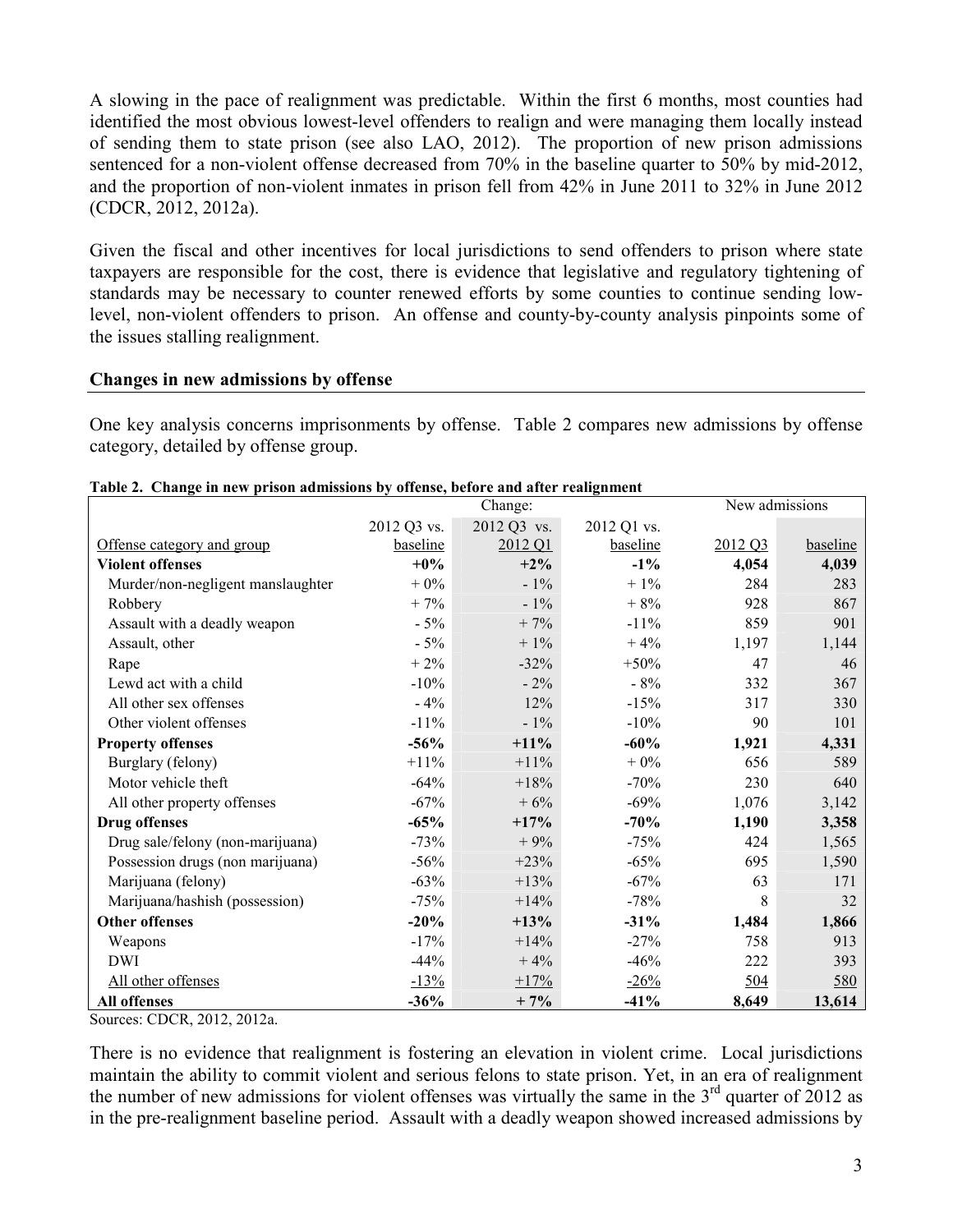A slowing in the pace of realignment was predictable. Within the first 6 months, most counties had identified the most obvious lowest-level offenders to realign and were managing them locally instead of sending them to state prison (see also LAO, 2012). The proportion of new prison admissions sentenced for a non-violent offense decreased from 70% in the baseline quarter to 50% by mid-2012, and the proportion of non-violent inmates in prison fell from 42% in June 2011 to 32% in June 2012 (CDCR, 2012, 2012a).

Given the fiscal and other incentives for local jurisdictions to send offenders to prison where state taxpayers are responsible for the cost, there is evidence that legislative and regulatory tightening of standards may be necessary to counter renewed efforts by some counties to continue sending low-level, non-violent offenders to prison. An offense and county-by-county analysis pinpoints some of the issues stalling realignment.

## Changes in new admissions by offense

One key analysis concerns imprisonments by offense. Table 2 compares new admissions by offense category, detailed by offense group.

**Table 2. Change in new prison admissions by offense, before and after realignment**

| | Change: | | | New admissions | |
|---|---|---|---|---|---|
| Offense category and group | 2012 Q3 vs. baseline | 2012 Q3 vs. 2012 Q1 | 2012 Q1 vs. baseline | 2012 Q3 | baseline |
| **Violent offenses** | **+0%** | **+2%** | **-1%** | **4,054** | **4,039** |
| Murder/non-negligent manslaughter | + 0% | - 1% | + 1% | 284 | 283 |
| Robbery | + 7% | - 1% | + 8% | 928 | 867 |
| Assault with a deadly weapon | - 5% | + 7% | -11% | 859 | 901 |
| Assault, other | - 5% | + 1% | + 4% | 1,197 | 1,144 |
| Rape | + 2% | -32% | +50% | 47 | 46 |
| Lewd act with a child | -10% | - 2% | - 8% | 332 | 367 |
| All other sex offenses | - 4% | 12% | -15% | 317 | 330 |
| Other violent offenses | -11% | - 1% | -10% | 90 | 101 |
| **Property offenses** | **-56%** | **+11%** | **-60%** | **1,921** | **4,331** |
| Burglary (felony) | +11% | +11% | + 0% | 656 | 589 |
| Motor vehicle theft | -64% | +18% | -70% | 230 | 640 |
| All other property offenses | -67% | + 6% | -69% | 1,076 | 3,142 |
| **Drug offenses** | **-65%** | **+17%** | **-70%** | **1,190** | **3,358** |
| Drug sale/felony (non-marijuana) | -73% | + 9% | -75% | 424 | 1,565 |
| Possession drugs (non marijuana) | -56% | +23% | -65% | 695 | 1,590 |
| Marijuana (felony) | -63% | +13% | -67% | 63 | 171 |
| Marijuana/hashish (possession) | -75% | +14% | -78% | 8 | 32 |
| **Other offenses** | **-20%** | **+13%** | **-31%** | **1,484** | **1,866** |
| Weapons | -17% | +14% | -27% | 758 | 913 |
| DWI | -44% | + 4% | -46% | 222 | 393 |
| All other offenses | -13% | +17% | -26% | 504 | 580 |
| **All offenses** | **-36%** | **+ 7%** | **-41%** | **8,649** | **13,614** |

Sources: CDCR, 2012, 2012a.

There is no evidence that realignment is fostering an elevation in violent crime. Local jurisdictions maintain the ability to commit violent and serious felons to state prison. Yet, in an era of realignment the number of new admissions for violent offenses was virtually the same in the 3rd quarter of 2012 as in the pre-realignment baseline period. Assault with a deadly weapon showed increased admissions by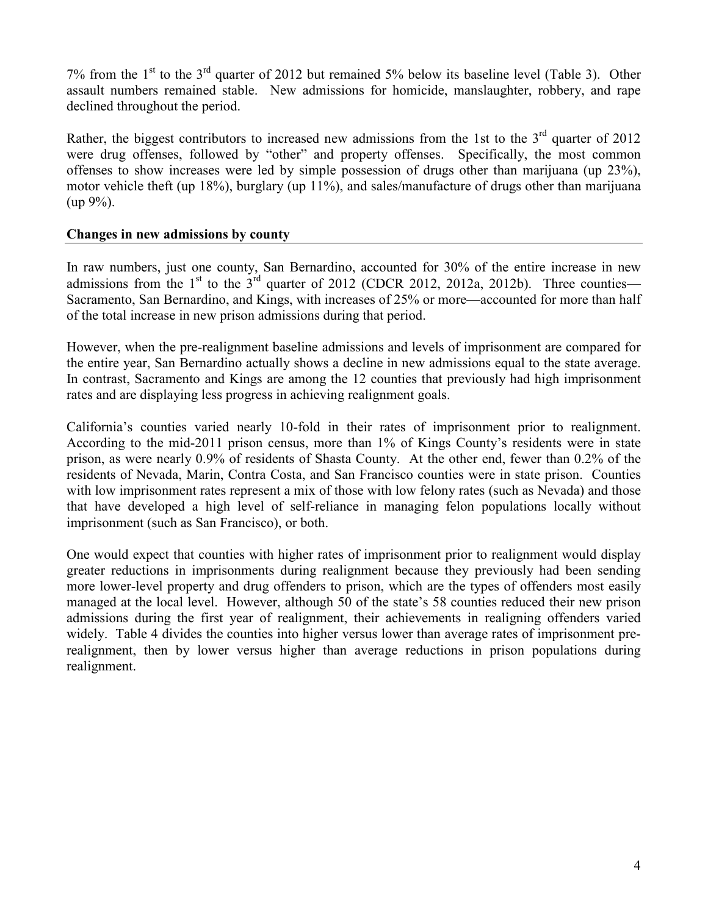7% from the 1st to the 3rd quarter of 2012 but remained 5% below its baseline level (Table 3). Other assault numbers remained stable. New admissions for homicide, manslaughter, robbery, and rape declined throughout the period.

Rather, the biggest contributors to increased new admissions from the 1st to the 3rd quarter of 2012 were drug offenses, followed by "other" and property offenses. Specifically, the most common offenses to show increases were led by simple possession of drugs other than marijuana (up 23%), motor vehicle theft (up 18%), burglary (up 11%), and sales/manufacture of drugs other than marijuana (up 9%).

**Changes in new admissions by county**

In raw numbers, just one county, San Bernardino, accounted for 30% of the entire increase in new admissions from the 1st to the 3rd quarter of 2012 (CDCR 2012, 2012a, 2012b). Three counties—Sacramento, San Bernardino, and Kings, with increases of 25% or more—accounted for more than half of the total increase in new prison admissions during that period.

However, when the pre-realignment baseline admissions and levels of imprisonment are compared for the entire year, San Bernardino actually shows a decline in new admissions equal to the state average. In contrast, Sacramento and Kings are among the 12 counties that previously had high imprisonment rates and are displaying less progress in achieving realignment goals.

California's counties varied nearly 10-fold in their rates of imprisonment prior to realignment. According to the mid-2011 prison census, more than 1% of Kings County's residents were in state prison, as were nearly 0.9% of residents of Shasta County. At the other end, fewer than 0.2% of the residents of Nevada, Marin, Contra Costa, and San Francisco counties were in state prison. Counties with low imprisonment rates represent a mix of those with low felony rates (such as Nevada) and those that have developed a high level of self-reliance in managing felon populations locally without imprisonment (such as San Francisco), or both.

One would expect that counties with higher rates of imprisonment prior to realignment would display greater reductions in imprisonments during realignment because they previously had been sending more lower-level property and drug offenders to prison, which are the types of offenders most easily managed at the local level. However, although 50 of the state's 58 counties reduced their new prison admissions during the first year of realignment, their achievements in realigning offenders varied widely. Table 4 divides the counties into higher versus lower than average rates of imprisonment pre-realignment, then by lower versus higher than average reductions in prison populations during realignment.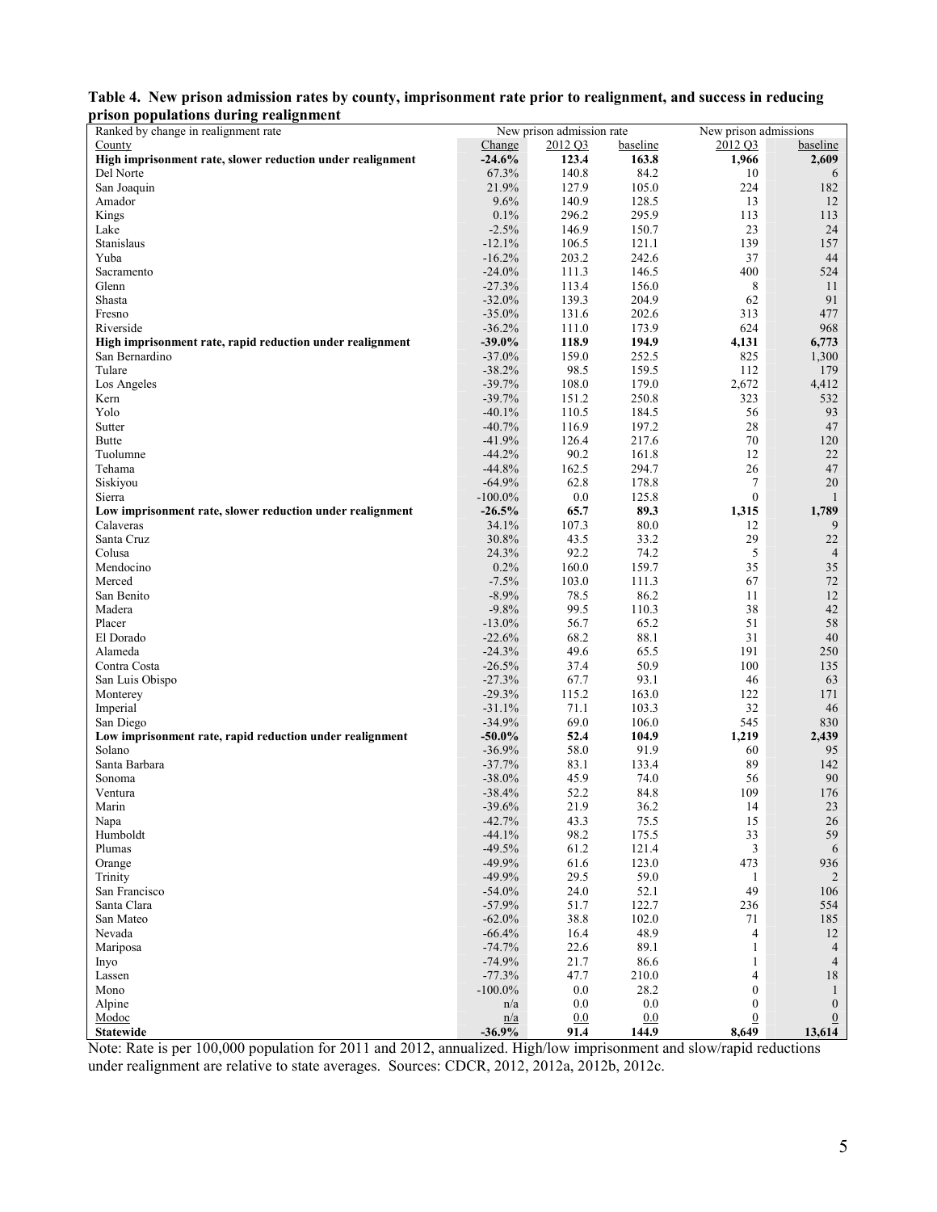**Table 4. New prison admission rates by county, imprisonment rate prior to realignment, and success in reducing prison populations during realignment**

| Ranked by change in realignment rate | New prison admission rate | | | New prison admissions | |
|---|---|---|---|---|---|
| County | Change | 2012 Q3 | baseline | 2012 Q3 | baseline |
| **High imprisonment rate, slower reduction under realignment** | **-24.6%** | **123.4** | **163.8** | **1,966** | **2,609** |
| Del Norte | 67.3% | 140.8 | 84.2 | 10 | 6 |
| San Joaquin | 21.9% | 127.9 | 105.0 | 224 | 182 |
| Amador | 9.6% | 140.9 | 128.5 | 13 | 12 |
| Kings | 0.1% | 296.2 | 295.9 | 113 | 113 |
| Lake | -2.5% | 146.9 | 150.7 | 23 | 24 |
| Stanislaus | -12.1% | 106.5 | 121.1 | 139 | 157 |
| Yuba | -16.2% | 203.2 | 242.6 | 37 | 44 |
| Sacramento | -24.0% | 111.3 | 146.5 | 400 | 524 |
| Glenn | -27.3% | 113.4 | 156.0 | 8 | 11 |
| Shasta | -32.0% | 139.3 | 204.9 | 62 | 91 |
| Fresno | -35.0% | 131.6 | 202.6 | 313 | 477 |
| Riverside | -36.2% | 111.0 | 173.9 | 624 | 968 |
| **High imprisonment rate, rapid reduction under realignment** | **-39.0%** | **118.9** | **194.9** | **4,131** | **6,773** |
| San Bernardino | -37.0% | 159.0 | 252.5 | 825 | 1,300 |
| Tulare | -38.2% | 98.5 | 159.5 | 112 | 179 |
| Los Angeles | -39.7% | 108.0 | 179.0 | 2,672 | 4,412 |
| Kern | -39.7% | 151.2 | 250.8 | 323 | 532 |
| Yolo | -40.1% | 110.5 | 184.5 | 56 | 93 |
| Sutter | -40.7% | 116.9 | 197.2 | 28 | 47 |
| Butte | -41.9% | 126.4 | 217.6 | 70 | 120 |
| Tuolumne | -44.2% | 90.2 | 161.8 | 12 | 22 |
| Tehama | -44.8% | 162.5 | 294.7 | 26 | 47 |
| Siskiyou | -64.9% | 62.8 | 178.8 | 7 | 20 |
| Sierra | -100.0% | 0.0 | 125.8 | 0 | 1 |
| **Low imprisonment rate, slower reduction under realignment** | **-26.5%** | **65.7** | **89.3** | **1,315** | **1,789** |
| Calaveras | 34.1% | 107.3 | 80.0 | 12 | 9 |
| Santa Cruz | 30.8% | 43.5 | 33.2 | 29 | 22 |
| Colusa | 24.3% | 92.2 | 74.2 | 5 | 4 |
| Mendocino | 0.2% | 160.0 | 159.7 | 35 | 35 |
| Merced | -7.5% | 103.0 | 111.3 | 67 | 72 |
| San Benito | -8.9% | 78.5 | 86.2 | 11 | 12 |
| Madera | -9.8% | 99.5 | 110.3 | 38 | 42 |
| Placer | -13.0% | 56.7 | 65.2 | 51 | 58 |
| El Dorado | -22.6% | 68.2 | 88.1 | 31 | 40 |
| Alameda | -24.3% | 49.6 | 65.5 | 191 | 250 |
| Contra Costa | -26.5% | 37.4 | 50.9 | 100 | 135 |
| San Luis Obispo | -27.3% | 67.7 | 93.1 | 46 | 63 |
| Monterey | -29.3% | 115.2 | 163.0 | 122 | 171 |
| Imperial | -31.1% | 71.1 | 103.3 | 32 | 46 |
| San Diego | -34.9% | 69.0 | 106.0 | 545 | 830 |
| **Low imprisonment rate, rapid reduction under realignment** | **-50.0%** | **52.4** | **104.9** | **1,219** | **2,439** |
| Solano | -36.9% | 58.0 | 91.9 | 60 | 95 |
| Santa Barbara | -37.7% | 83.1 | 133.4 | 89 | 142 |
| Sonoma | -38.0% | 45.9 | 74.0 | 56 | 90 |
| Ventura | -38.4% | 52.2 | 84.8 | 109 | 176 |
| Marin | -39.6% | 21.9 | 36.2 | 14 | 23 |
| Napa | -42.7% | 43.3 | 75.5 | 15 | 26 |
| Humboldt | -44.1% | 98.2 | 175.5 | 33 | 59 |
| Plumas | -49.5% | 61.2 | 121.4 | 3 | 6 |
| Orange | -49.9% | 61.6 | 123.0 | 473 | 936 |
| Trinity | -49.9% | 29.5 | 59.0 | 1 | 2 |
| San Francisco | -54.0% | 24.0 | 52.1 | 49 | 106 |
| Santa Clara | -57.9% | 51.7 | 122.7 | 236 | 554 |
| San Mateo | -62.0% | 38.8 | 102.0 | 71 | 185 |
| Nevada | -66.4% | 16.4 | 48.9 | 4 | 12 |
| Mariposa | -74.7% | 22.6 | 89.1 | 1 | 4 |
| Inyo | -74.9% | 21.7 | 86.6 | 1 | 4 |
| Lassen | -77.3% | 47.7 | 210.0 | 4 | 18 |
| Mono | -100.0% | 0.0 | 28.2 | 0 | 1 |
| Alpine | n/a | 0.0 | 0.0 | 0 | 0 |
| Modoc | n/a | 0.0 | 0.0 | 0 | 0 |
| **Statewide** | **-36.9%** | **91.4** | **144.9** | **8,649** | **13,614** |

Note: Rate is per 100,000 population for 2011 and 2012, annualized. High/low imprisonment and slow/rapid reductions under realignment are relative to state averages. Sources: CDCR, 2012, 2012a, 2012b, 2012c.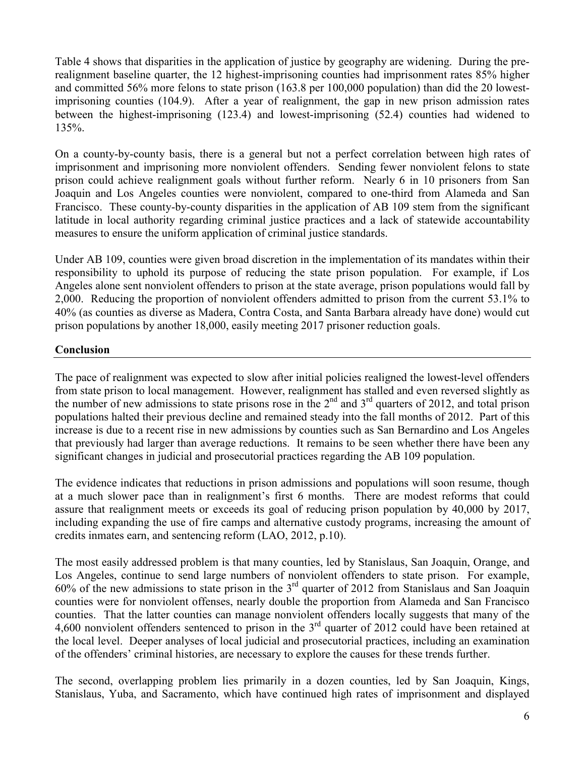Table 4 shows that disparities in the application of justice by geography are widening. During the pre-realignment baseline quarter, the 12 highest-imprisoning counties had imprisonment rates 85% higher and committed 56% more felons to state prison (163.8 per 100,000 population) than did the 20 lowest-imprisoning counties (104.9). After a year of realignment, the gap in new prison admission rates between the highest-imprisoning (123.4) and lowest-imprisoning (52.4) counties had widened to 135%.

On a county-by-county basis, there is a general but not a perfect correlation between high rates of imprisonment and imprisoning more nonviolent offenders. Sending fewer nonviolent felons to state prison could achieve realignment goals without further reform. Nearly 6 in 10 prisoners from San Joaquin and Los Angeles counties were nonviolent, compared to one-third from Alameda and San Francisco. These county-by-county disparities in the application of AB 109 stem from the significant latitude in local authority regarding criminal justice practices and a lack of statewide accountability measures to ensure the uniform application of criminal justice standards.

Under AB 109, counties were given broad discretion in the implementation of its mandates within their responsibility to uphold its purpose of reducing the state prison population. For example, if Los Angeles alone sent nonviolent offenders to prison at the state average, prison populations would fall by 2,000. Reducing the proportion of nonviolent offenders admitted to prison from the current 53.1% to 40% (as counties as diverse as Madera, Contra Costa, and Santa Barbara already have done) would cut prison populations by another 18,000, easily meeting 2017 prisoner reduction goals.

## Conclusion

The pace of realignment was expected to slow after initial policies realigned the lowest-level offenders from state prison to local management. However, realignment has stalled and even reversed slightly as the number of new admissions to state prisons rose in the 2nd and 3rd quarters of 2012, and total prison populations halted their previous decline and remained steady into the fall months of 2012. Part of this increase is due to a recent rise in new admissions by counties such as San Bernardino and Los Angeles that previously had larger than average reductions. It remains to be seen whether there have been any significant changes in judicial and prosecutorial practices regarding the AB 109 population.

The evidence indicates that reductions in prison admissions and populations will soon resume, though at a much slower pace than in realignment's first 6 months. There are modest reforms that could assure that realignment meets or exceeds its goal of reducing prison population by 40,000 by 2017, including expanding the use of fire camps and alternative custody programs, increasing the amount of credits inmates earn, and sentencing reform (LAO, 2012, p.10).

The most easily addressed problem is that many counties, led by Stanislaus, San Joaquin, Orange, and Los Angeles, continue to send large numbers of nonviolent offenders to state prison. For example, 60% of the new admissions to state prison in the 3rd quarter of 2012 from Stanislaus and San Joaquin counties were for nonviolent offenses, nearly double the proportion from Alameda and San Francisco counties. That the latter counties can manage nonviolent offenders locally suggests that many of the 4,600 nonviolent offenders sentenced to prison in the 3rd quarter of 2012 could have been retained at the local level. Deeper analyses of local judicial and prosecutorial practices, including an examination of the offenders' criminal histories, are necessary to explore the causes for these trends further.

The second, overlapping problem lies primarily in a dozen counties, led by San Joaquin, Kings, Stanislaus, Yuba, and Sacramento, which have continued high rates of imprisonment and displayed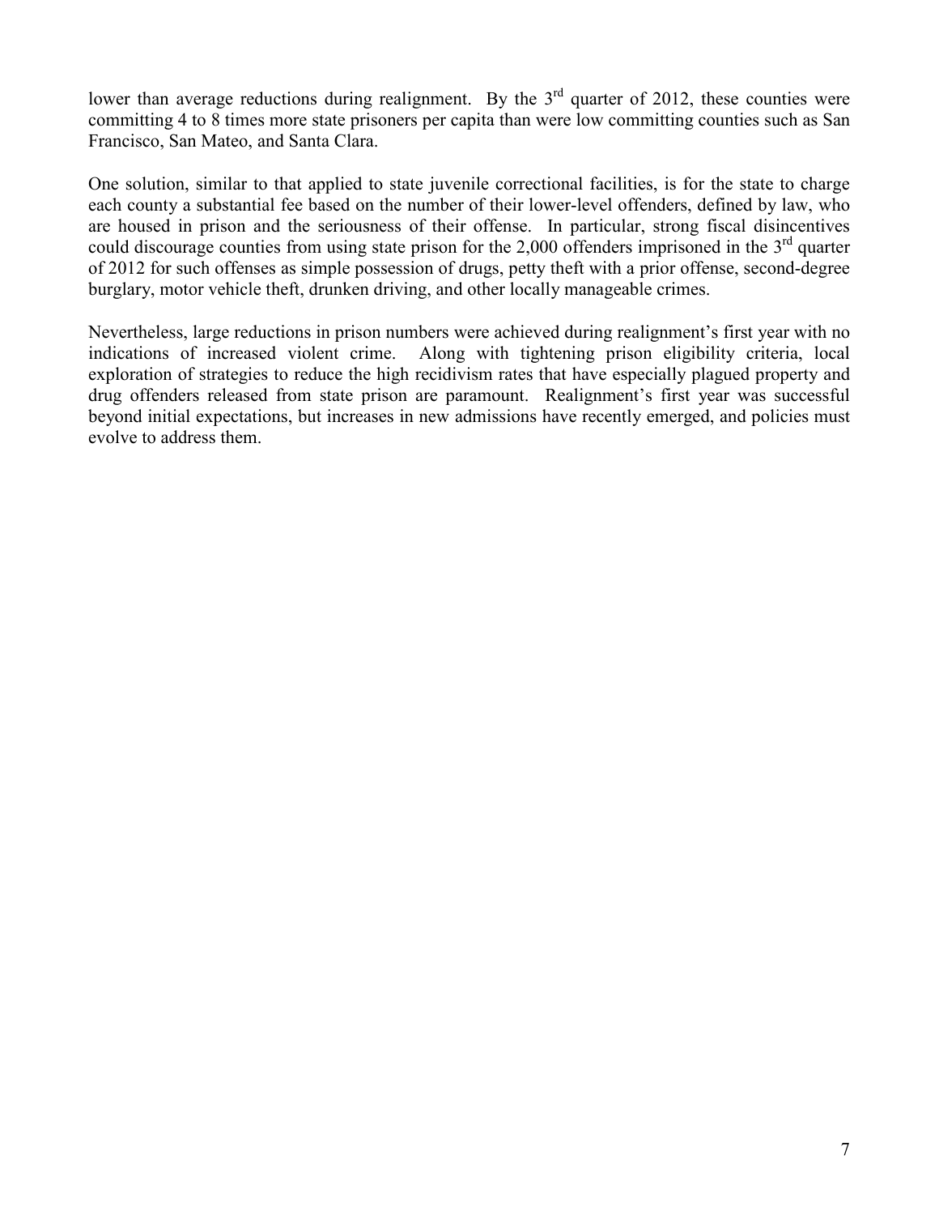lower than average reductions during realignment. By the 3rd quarter of 2012, these counties were committing 4 to 8 times more state prisoners per capita than were low committing counties such as San Francisco, San Mateo, and Santa Clara.

One solution, similar to that applied to state juvenile correctional facilities, is for the state to charge each county a substantial fee based on the number of their lower-level offenders, defined by law, who are housed in prison and the seriousness of their offense. In particular, strong fiscal disincentives could discourage counties from using state prison for the 2,000 offenders imprisoned in the 3rd quarter of 2012 for such offenses as simple possession of drugs, petty theft with a prior offense, second-degree burglary, motor vehicle theft, drunken driving, and other locally manageable crimes.

Nevertheless, large reductions in prison numbers were achieved during realignment's first year with no indications of increased violent crime. Along with tightening prison eligibility criteria, local exploration of strategies to reduce the high recidivism rates that have especially plagued property and drug offenders released from state prison are paramount. Realignment's first year was successful beyond initial expectations, but increases in new admissions have recently emerged, and policies must evolve to address them.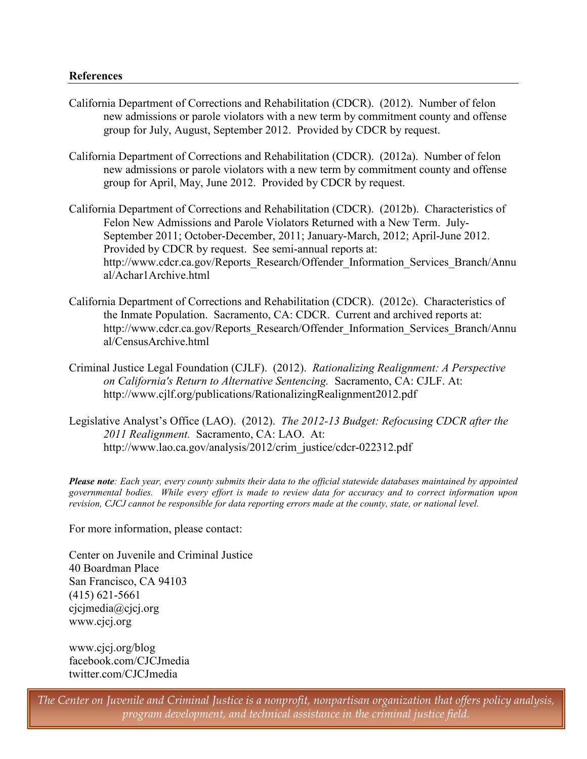## References

California Department of Corrections and Rehabilitation (CDCR). (2012). Number of felon new admissions or parole violators with a new term by commitment county and offense group for July, August, September 2012. Provided by CDCR by request.

California Department of Corrections and Rehabilitation (CDCR). (2012a). Number of felon new admissions or parole violators with a new term by commitment county and offense group for April, May, June 2012. Provided by CDCR by request.

California Department of Corrections and Rehabilitation (CDCR). (2012b). Characteristics of Felon New Admissions and Parole Violators Returned with a New Term. July-September 2011; October-December, 2011; January-March, 2012; April-June 2012. Provided by CDCR by request. See semi-annual reports at: http://www.cdcr.ca.gov/Reports_Research/Offender_Information_Services_Branch/Annual/Achar1Archive.html

California Department of Corrections and Rehabilitation (CDCR). (2012c). Characteristics of the Inmate Population. Sacramento, CA: CDCR. Current and archived reports at: http://www.cdcr.ca.gov/Reports_Research/Offender_Information_Services_Branch/Annual/CensusArchive.html

Criminal Justice Legal Foundation (CJLF). (2012). *Rationalizing Realignment: A Perspective on California's Return to Alternative Sentencing.* Sacramento, CA: CJLF. At: http://www.cjlf.org/publications/RationalizingRealignment2012.pdf

Legislative Analyst's Office (LAO). (2012). *The 2012-13 Budget: Refocusing CDCR after the 2011 Realignment.* Sacramento, CA: LAO. At: http://www.lao.ca.gov/analysis/2012/crim_justice/cdcr-022312.pdf

***Please note****: Each year, every county submits their data to the official statewide databases maintained by appointed governmental bodies. While every effort is made to review data for accuracy and to correct information upon revision, CJCJ cannot be responsible for data reporting errors made at the county, state, or national level.*

For more information, please contact:

Center on Juvenile and Criminal Justice
40 Boardman Place
San Francisco, CA 94103
(415) 621-5661
cjcjmedia@cjcj.org
www.cjcj.org

www.cjcj.org/blog
facebook.com/CJCJmedia
twitter.com/CJCJmedia

*The Center on Juvenile and Criminal Justice is a nonprofit, nonpartisan organization that offers policy analysis, program development, and technical assistance in the criminal justice field.*